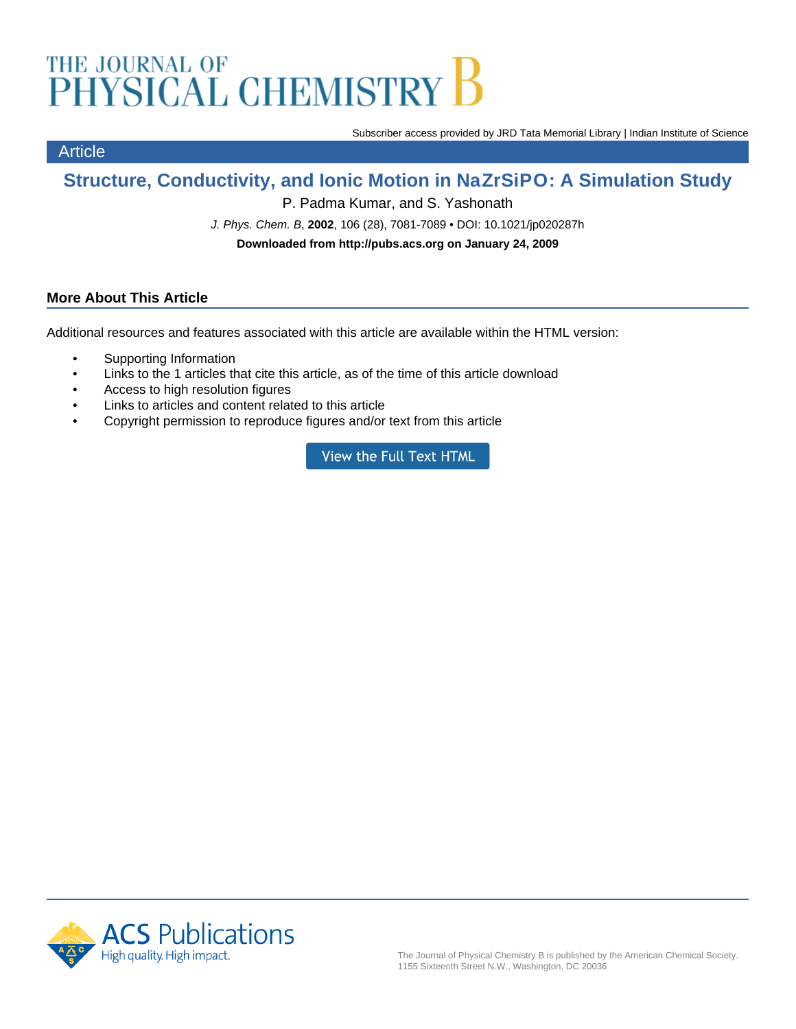# THE JOURNAL OF PHYSICAL CHEMISTRY B

Subscriber access provided by JRD Tata Memorial Library | Indian Institute of Science

Article

## Structure, Conductivity, and Ionic Motion in NaZrSiPO: A Simulation Study

P. Padma Kumar, and S. Yashonath

*J. Phys. Chem. B*, **2002**, 106 (28), 7081-7089 • DOI: 10.1021/jp020287h

**Downloaded from http://pubs.acs.org on January 24, 2009**

### More About This Article

Additional resources and features associated with this article are available within the HTML version:

- Supporting Information
- Links to the 1 articles that cite this article, as of the time of this article download
- Access to high resolution figures
- Links to articles and content related to this article
- Copyright permission to reproduce figures and/or text from this article

View the Full Text HTML

ACS Publications
High quality. High impact.

The Journal of Physical Chemistry B is published by the American Chemical Society.
1155 Sixteenth Street N.W., Washington, DC 20036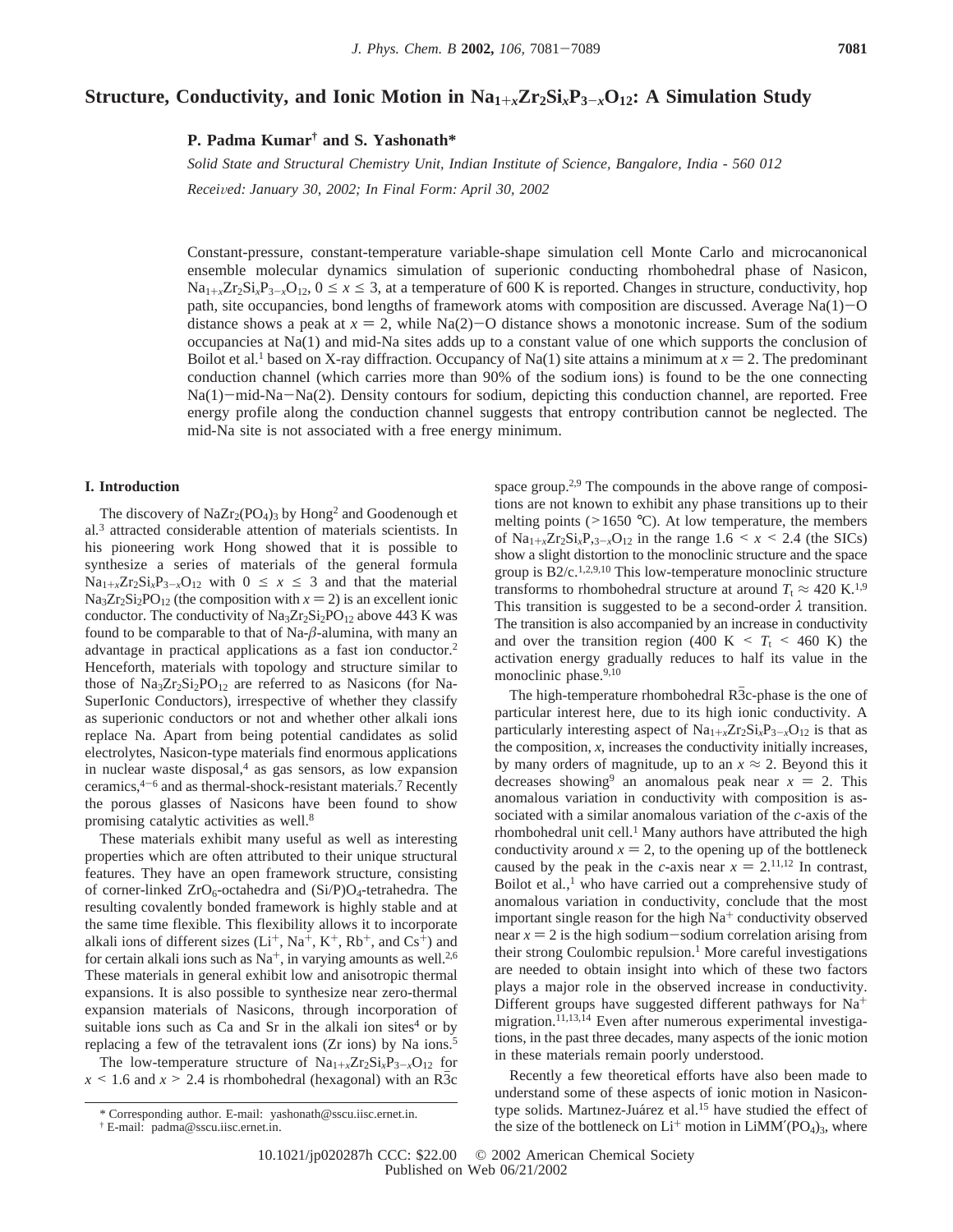# Structure, Conductivity, and Ionic Motion in $Na_{1+x}Zr_2Si_xP_{3-x}O_{12}$: A Simulation Study

**P. Padma Kumar† and S. Yashonath***

*Solid State and Structural Chemistry Unit, Indian Institute of Science, Bangalore, India - 560 012*

*Received: January 30, 2002; In Final Form: April 30, 2002*

Constant-pressure, constant-temperature variable-shape simulation cell Monte Carlo and microcanonical ensemble molecular dynamics simulation of superionic conducting rhombohedral phase of Nasicon, $Na_{1+x}Zr_2Si_xP_{3-x}O_{12}$, $0 \leq x \leq 3$, at a temperature of 600 K is reported. Changes in structure, conductivity, hop path, site occupancies, bond lengths of framework atoms with composition are discussed. Average Na(1)−O distance shows a peak at $x = 2$, while Na(2)−O distance shows a monotonic increase. Sum of the sodium occupancies at Na(1) and mid-Na sites adds up to a constant value of one which supports the conclusion of Boilot et al.[1] based on X-ray diffraction. Occupancy of Na(1) site attains a minimum at $x = 2$. The predominant conduction channel (which carries more than 90% of the sodium ions) is found to be the one connecting Na(1)−mid-Na−Na(2). Density contours for sodium, depicting this conduction channel, are reported. Free energy profile along the conduction channel suggests that entropy contribution cannot be neglected. The mid-Na site is not associated with a free energy minimum.

## I. Introduction

The discovery of $NaZr_2(PO_4)_3$ by Hong[2] and Goodenough et al.[3] attracted considerable attention of materials scientists. In his pioneering work Hong showed that it is possible to synthesize a series of materials of the general formula $Na_{1+x}Zr_2Si_xP_{3-x}O_{12}$ with $0 \leq x \leq 3$ and that the material $Na_3Zr_2Si_2PO_{12}$ (the composition with $x = 2$) is an excellent ionic conductor. The conductivity of $Na_3Zr_2Si_2PO_{12}$ above 443 K was found to be comparable to that of Na-$\beta$-alumina, with many an advantage in practical applications as a fast ion conductor.[2] Henceforth, materials with topology and structure similar to those of $Na_3Zr_2Si_2PO_{12}$ are referred to as Nasicons (for Na-SuperIonic Conductors), irrespective of whether they classify as superionic conductors or not and whether other alkali ions replace Na. Apart from being potential candidates as solid electrolytes, Nasicon-type materials find enormous applications in nuclear waste disposal,[4] as gas sensors, as low expansion ceramics,[4−6] and as thermal-shock-resistant materials.[7] Recently the porous glasses of Nasicons have been found to show promising catalytic activities as well.[8]

These materials exhibit many useful as well as interesting properties which are often attributed to their unique structural features. They have an open framework structure, consisting of corner-linked $ZrO_6$-octahedra and $(Si/P)O_4$-tetrahedra. The resulting covalently bonded framework is highly stable and at the same time flexible. This flexibility allows it to incorporate alkali ions of different sizes ($Li^+$, $Na^+$, $K^+$, $Rb^+$, and $Cs^+$) and for certain alkali ions such as $Na^+$, in varying amounts as well.[2,6] These materials in general exhibit low and anisotropic thermal expansions. It is also possible to synthesize near zero-thermal expansion materials of Nasicons, through incorporation of suitable ions such as Ca and Sr in the alkali ion sites[4] or by replacing a few of the tetravalent ions (Zr ions) by Na ions.[5]

The low-temperature structure of $Na_{1+x}Zr_2Si_xP_{3-x}O_{12}$ for $x < 1.6$ and $x > 2.4$ is rhombohedral (hexagonal) with an $R\bar{3}c$ space group.[2,9] The compounds in the above range of compositions are not known to exhibit any phase transitions up to their melting points (>1650 °C). At low temperature, the members of $Na_{1+x}Zr_2Si_xP_{3-x}O_{12}$ in the range $1.6 < x < 2.4$ (the SICs) show a slight distortion to the monoclinic structure and the space group is B2/c.[1,2,9,10] This low-temperature monoclinic structure transforms to rhombohedral structure at around $T_t \approx 420$ K.[1,9] This transition is suggested to be a second-order $\lambda$ transition. The transition is also accompanied by an increase in conductivity and over the transition region (400 K $< T_t <$ 460 K) the activation energy gradually reduces to half its value in the monoclinic phase.[9,10]

The high-temperature rhombohedral $R\bar{3}c$-phase is the one of particular interest here, due to its high ionic conductivity. A particularly interesting aspect of $Na_{1+x}Zr_2Si_xP_{3-x}O_{12}$ is that as the composition, $x$, increases the conductivity initially increases, by many orders of magnitude, up to an $x \approx 2$. Beyond this it decreases showing[9] an anomalous peak near $x = 2$. This anomalous variation in conductivity with composition is associated with a similar anomalous variation of the $c$-axis of the rhombohedral unit cell.[1] Many authors have attributed the high conductivity around $x = 2$, to the opening up of the bottleneck caused by the peak in the $c$-axis near $x = 2$.[11,12] In contrast, Boilot et al.,[1] who have carried out a comprehensive study of anomalous variation in conductivity, conclude that the most important single reason for the high $Na^+$ conductivity observed near $x = 2$ is the high sodium−sodium correlation arising from their strong Coulombic repulsion.[1] More careful investigations are needed to obtain insight into which of these two factors plays a major role in the observed increase in conductivity. Different groups have suggested different pathways for $Na^+$ migration.[11,13,14] Even after numerous experimental investigations, in the past three decades, many aspects of the ionic motion in these materials remain poorly understood.

Recently a few theoretical efforts have also been made to understand some of these aspects of ionic motion in Nasicon-type solids. Martınez-Juárez et al.[15] have studied the effect of the size of the bottleneck on $Li^+$ motion in $LiMM'(PO_4)_3$, where

\* Corresponding author. E-mail: yashonath@sscu.iisc.ernet.in.

† E-mail: padma@sscu.iisc.ernet.in.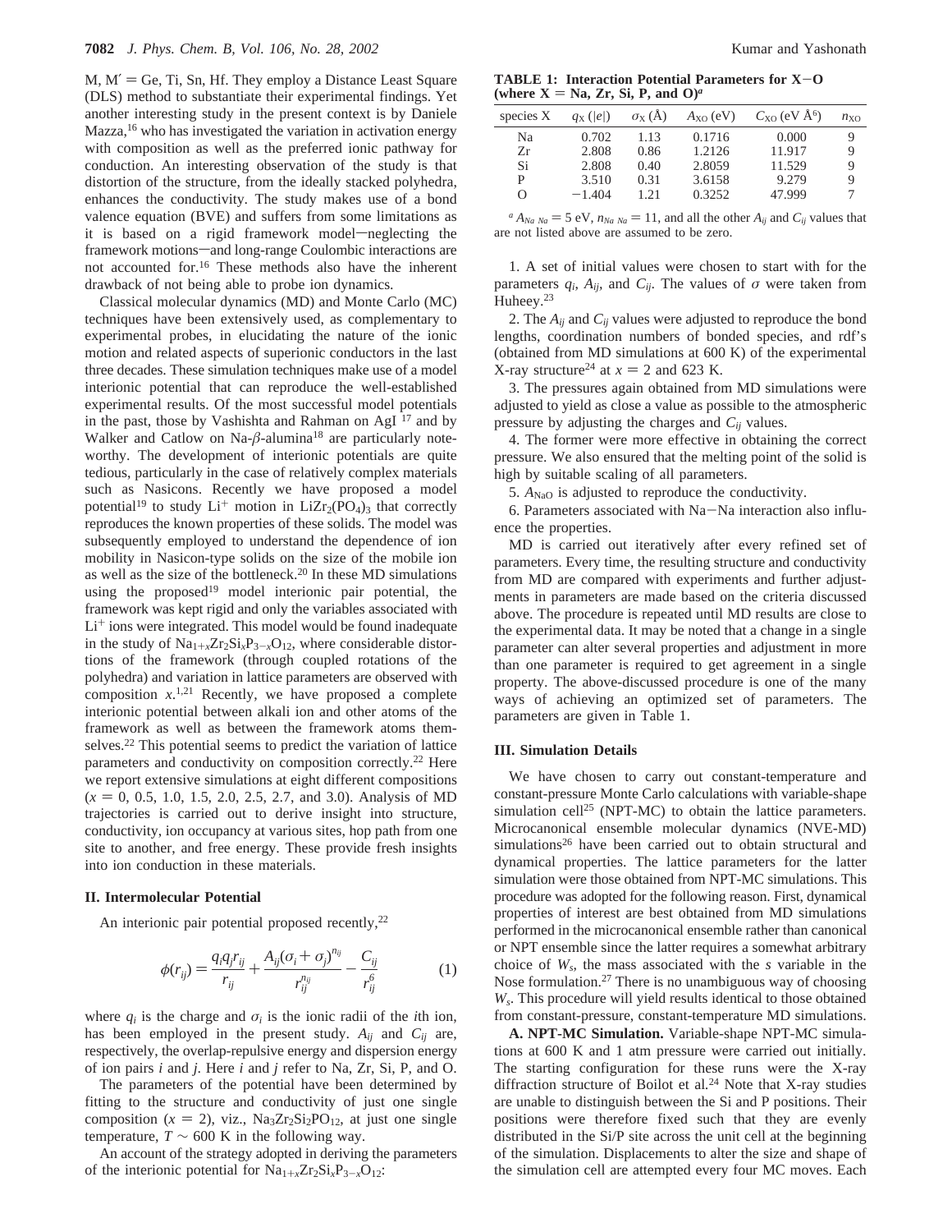$M, M' = Ge, Ti, Sn, Hf$. They employ a Distance Least Square (DLS) method to substantiate their experimental findings. Yet another interesting study in the present context is by Daniele Mazza,[16] who has investigated the variation in activation energy with composition as well as the preferred ionic pathway for conduction. An interesting observation of the study is that distortion of the structure, from the ideally stacked polyhedra, enhances the conductivity. The study makes use of a bond valence equation (BVE) and suffers from some limitations as it is based on a rigid framework model—neglecting the framework motions—and long-range Coulombic interactions are not accounted for.[16] These methods also have the inherent drawback of not being able to probe ion dynamics.

Classical molecular dynamics (MD) and Monte Carlo (MC) techniques have been extensively used, as complementary to experimental probes, in elucidating the nature of the ionic motion and related aspects of superionic conductors in the last three decades. These simulation techniques make use of a model interionic potential that can reproduce the well-established experimental results. Of the most successful model potentials in the past, those by Vashishta and Rahman on AgI [17] and by Walker and Catlow on Na-$\beta$-alumina[18] are particularly noteworthy. The development of interionic potentials are quite tedious, particularly in the case of relatively complex materials such as Nasicons. Recently we have proposed a model potential[19] to study $Li^+$ motion in $LiZr_2(PO_4)_3$ that correctly reproduces the known properties of these solids. The model was subsequently employed to understand the dependence of ion mobility in Nasicon-type solids on the size of the mobile ion as well as the size of the bottleneck.[20] In these MD simulations using the proposed[19] model interionic pair potential, the framework was kept rigid and only the variables associated with $Li^+$ ions were integrated. This model would be found inadequate in the study of $Na_{1+x}Zr_2Si_xP_{3-x}O_{12}$, where considerable distortions of the framework (through coupled rotations of the polyhedra) and variation in lattice parameters are observed with composition $x$.[1,21] Recently, we have proposed a complete interionic potential between alkali ion and other atoms of the framework as well as between the framework atoms themselves.[22] This potential seems to predict the variation of lattice parameters and conductivity on composition correctly.[22] Here we report extensive simulations at eight different compositions ($x$ = 0, 0.5, 1.0, 1.5, 2.0, 2.5, 2.7, and 3.0). Analysis of MD trajectories is carried out to derive insight into structure, conductivity, ion occupancy at various sites, hop path from one site to another, and free energy. These provide fresh insights into ion conduction in these materials.

## II. Intermolecular Potential

An interionic pair potential proposed recently,[22]

$$\phi(r_{ij}) = \frac{q_i q_j r_{ij}}{r_{ij}} + \frac{A_{ij}(\sigma_i + \sigma_j)^{n_{ij}}}{r_{ij}^{n_{ij}}} - \frac{C_{ij}}{r_{ij}^6} \qquad (1)$$

where $q_i$ is the charge and $\sigma_i$ is the ionic radii of the $i$th ion, has been employed in the present study. $A_{ij}$ and $C_{ij}$ are, respectively, the overlap-repulsive energy and dispersion energy of ion pairs $i$ and $j$. Here $i$ and $j$ refer to Na, Zr, Si, P, and O.

The parameters of the potential have been determined by fitting to the structure and conductivity of just one single composition ($x$ = 2), viz., $Na_3Zr_2Si_2PO_{12}$, at just one single temperature, $T \sim 600$ K in the following way.

An account of the strategy adopted in deriving the parameters of the interionic potential for $Na_{1+x}Zr_2Si_xP_{3-x}O_{12}$:

**TABLE 1: Interaction Potential Parameters for X−O (where X = Na, Zr, Si, P, and O)[a]**

| species X | $q_X$ ($\|e\|$) | $\sigma_X$ (Å) | $A_{XO}$ (eV) | $C_{XO}$ (eV Å$^6$) | $n_{XO}$ |
|---|---|---|---|---|---|
| Na | 0.702 | 1.13 | 0.1716 | 0.000 | 9 |
| Zr | 2.808 | 0.86 | 1.2126 | 11.917 | 9 |
| Si | 2.808 | 0.40 | 2.8059 | 11.529 | 9 |
| P | 3.510 | 0.31 | 3.6158 | 9.279 | 9 |
| O | −1.404 | 1.21 | 0.3252 | 47.999 | 7 |

[a] $A_{Na\ Na}$ = 5 eV, $n_{Na\ Na}$ = 11, and all the other $A_{ij}$ and $C_{ij}$ values that are not listed above are assumed to be zero.

1. A set of initial values were chosen to start with for the parameters $q_i$, $A_{ij}$, and $C_{ij}$. The values of $\sigma$ were taken from Huheey.[23]

2. The $A_{ij}$ and $C_{ij}$ values were adjusted to reproduce the bond lengths, coordination numbers of bonded species, and rdf's (obtained from MD simulations at 600 K) of the experimental X-ray structure[24] at $x$ = 2 and 623 K.

3. The pressures again obtained from MD simulations were adjusted to yield as close a value as possible to the atmospheric pressure by adjusting the charges and $C_{ij}$ values.

4. The former were more effective in obtaining the correct pressure. We also ensured that the melting point of the solid is high by suitable scaling of all parameters.

5. $A_{NaO}$ is adjusted to reproduce the conductivity.

6. Parameters associated with Na−Na interaction also influence the properties.

MD is carried out iteratively after every refined set of parameters. Every time, the resulting structure and conductivity from MD are compared with experiments and further adjustments in parameters are made based on the criteria discussed above. The procedure is repeated until MD results are close to the experimental data. It may be noted that a change in a single parameter can alter several properties and adjustment in more than one parameter is required to get agreement in a single property. The above-discussed procedure is one of the many ways of achieving an optimized set of parameters. The parameters are given in Table 1.

## III. Simulation Details

We have chosen to carry out constant-temperature and constant-pressure Monte Carlo calculations with variable-shape simulation cell[25] (NPT-MC) to obtain the lattice parameters. Microcanonical ensemble molecular dynamics (NVE-MD) simulations[26] have been carried out to obtain structural and dynamical properties. The lattice parameters for the latter simulation were those obtained from NPT-MC simulations. This procedure was adopted for the following reason. First, dynamical properties of interest are best obtained from MD simulations performed in the microcanonical ensemble rather than canonical or NPT ensemble since the latter requires a somewhat arbitrary choice of $W_s$, the mass associated with the $s$ variable in the Nose formulation.[27] There is no unambiguous way of choosing $W_s$. This procedure will yield results identical to those obtained from constant-pressure, constant-temperature MD simulations.

**A. NPT-MC Simulation.** Variable-shape NPT-MC simulations at 600 K and 1 atm pressure were carried out initially. The starting configuration for these runs were the X-ray diffraction structure of Boilot et al.[24] Note that X-ray studies are unable to distinguish between the Si and P positions. Their positions were therefore fixed such that they are evenly distributed in the Si/P site across the unit cell at the beginning of the simulation. Displacements to alter the size and shape of the simulation cell are attempted every four MC moves. Each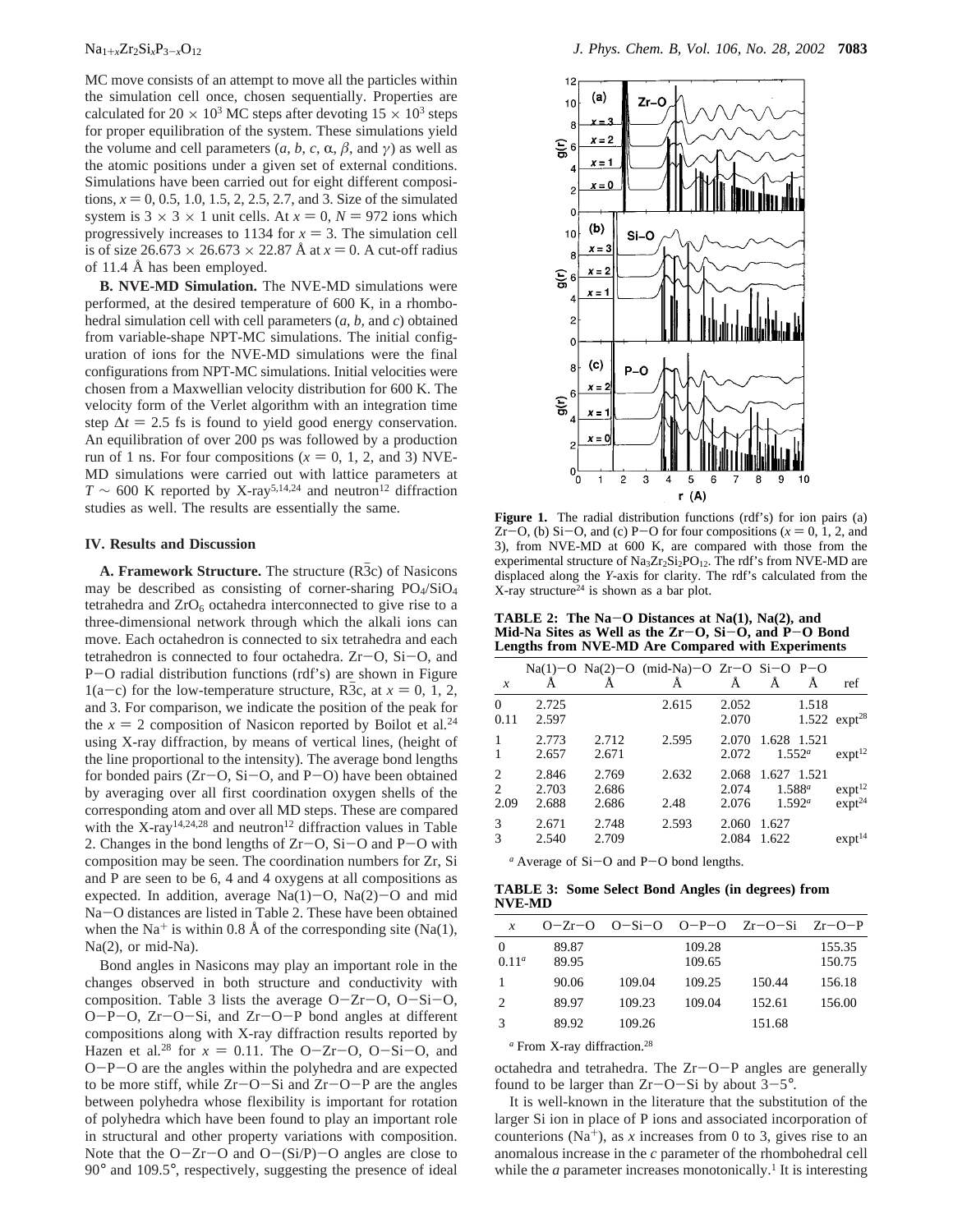MC move consists of an attempt to move all the particles within the simulation cell once, chosen sequentially. Properties are calculated for $20 \times 10^3$ MC steps after devoting $15 \times 10^3$ steps for proper equilibration of the system. These simulations yield the volume and cell parameters ($a$, $b$, $c$, $\alpha$, $\beta$, and $\gamma$) as well as the atomic positions under a given set of external conditions. Simulations have been carried out for eight different compositions, $x = 0$, 0.5, 1.0, 1.5, 2, 2.5, 2.7, and 3. Size of the simulated system is $3 \times 3 \times 1$ unit cells. At $x = 0$, $N = 972$ ions which progressively increases to 1134 for $x = 3$. The simulation cell is of size $26.673 \times 26.673 \times 22.87$ Å at $x = 0$. A cut-off radius of 11.4 Å has been employed.

**B. NVE-MD Simulation.** The NVE-MD simulations were performed, at the desired temperature of 600 K, in a rhombohedral simulation cell with cell parameters ($a$, $b$, and $c$) obtained from variable-shape NPT-MC simulations. The initial configuration of ions for the NVE-MD simulations were the final configurations from NPT-MC simulations. Initial velocities were chosen from a Maxwellian velocity distribution for 600 K. The velocity form of the Verlet algorithm with an integration time step $\Delta t = 2.5$ fs is found to yield good energy conservation. An equilibration of over 200 ps was followed by a production run of 1 ns. For four compositions ($x = 0$, 1, 2, and 3) NVE-MD simulations were carried out with lattice parameters at $T \sim 600$ K reported by X-ray[5,14,24] and neutron[12] diffraction studies as well. The results are essentially the same.

## IV. Results and Discussion

**A. Framework Structure.** The structure ($R\bar{3}c$) of Nasicons may be described as consisting of corner-sharing $PO_4$/$SiO_4$ tetrahedra and $ZrO_6$ octahedra interconnected to give rise to a three-dimensional network through which the alkali ions can move. Each octahedron is connected to six tetrahedra and each tetrahedron is connected to four octahedra. Zr–O, Si–O, and P–O radial distribution functions (rdf's) are shown in Figure 1(a–c) for the low-temperature structure, $R\bar{3}c$, at $x = 0$, 1, 2, and 3. For comparison, we indicate the position of the peak for the $x = 2$ composition of Nasicon reported by Boilot et al.[24] using X-ray diffraction, by means of vertical lines, (height of the line proportional to the intensity). The average bond lengths for bonded pairs (Zr–O, Si–O, and P–O) have been obtained by averaging over all first coordination oxygen shells of the corresponding atom and over all MD steps. These are compared with the X-ray[14,24,28] and neutron[12] diffraction values in Table 2. Changes in the bond lengths of Zr–O, Si–O and P–O with composition may be seen. The coordination numbers for Zr, Si and P are seen to be 6, 4 and 4 oxygens at all compositions as expected. In addition, average Na(1)–O, Na(2)–O and mid Na–O distances are listed in Table 2. These have been obtained when the $Na^+$ is within 0.8 Å of the corresponding site (Na(1), Na(2), or mid-Na).

Bond angles in Nasicons may play an important role in the changes observed in both structure and conductivity with composition. Table 3 lists the average O–Zr–O, O–Si–O, O–P–O, Zr–O–Si, and Zr–O–P bond angles at different compositions along with X-ray diffraction results reported by Hazen et al.[28] for $x = 0.11$. The O–Zr–O, O–Si–O, and O–P–O are the angles within the polyhedra and are expected to be more stiff, while Zr–O–Si and Zr–O–P are the angles between polyhedra whose flexibility is important for rotation of polyhedra which have been found to play an important role in structural and other property variations with composition. Note that the O–Zr–O and O–(Si/P)–O angles are close to 90° and 109.5°, respectively, suggesting the presence of ideal octahedra and tetrahedra. The Zr–O–P angles are generally found to be larger than Zr–O–Si by about 3–5°.

It is well-known in the literature that the substitution of the larger Si ion in place of P ions and associated incorporation of counterions ($Na^+$), as $x$ increases from 0 to 3, gives rise to an anomalous increase in the $c$ parameter of the rhombohedral cell while the $a$ parameter increases monotonically.[1] It is interesting

**Figure 1.** The radial distribution functions (rdf's) for ion pairs (a) Zr–O, (b) Si–O, and (c) P–O for four compositions ($x = 0$, 1, 2, and 3), from NVE-MD at 600 K, are compared with those from the experimental structure of $Na_3Zr_2Si_2PO_{12}$. The rdf's from NVE-MD are displaced along the $Y$-axis for clarity. The rdf's calculated from the X-ray structure[24] is shown as a bar plot.

**TABLE 2: The Na–O Distances at Na(1), Na(2), and Mid-Na Sites as Well as the Zr–O, Si–O, and P–O Bond Lengths from NVE-MD Are Compared with Experiments**

| $x$ | Na(1)–O Å | Na(2)–O Å | (mid-Na)–O Å | Zr–O Å | Si–O Å | P–O Å | ref |
|---|---|---|---|---|---|---|---|
| 0 | 2.725 | | 2.615 | 2.052 | | 1.518 | |
| 0.11 | 2.597 | | | 2.070 | | 1.522 | expt[28] |
| 1 | 2.773 | 2.712 | 2.595 | 2.070 | 1.628 | 1.521 | |
| 1 | 2.657 | 2.671 | | 2.072 | 1.552[a] | | expt[12] |
| 2 | 2.846 | 2.769 | 2.632 | 2.068 | 1.627 | 1.521 | |
| 2 | 2.703 | 2.686 | | 2.074 | 1.588[a] | | expt[12] |
| 2.09 | 2.688 | 2.686 | 2.48 | 2.076 | 1.592[a] | | expt[24] |
| 3 | 2.671 | 2.748 | 2.593 | 2.060 | 1.627 | | |
| 3 | 2.540 | 2.709 | | 2.084 | 1.622 | | expt[14] |

[a] Average of Si–O and P–O bond lengths.

**TABLE 3: Some Select Bond Angles (in degrees) from NVE-MD**

| $x$ | O–Zr–O | O–Si–O | O–P–O | Zr–O–Si | Zr–O–P |
|---|---|---|---|---|---|
| 0 | 89.87 | | 109.28 | | 155.35 |
| 0.11[a] | 89.95 | | 109.65 | | 150.75 |
| 1 | 90.06 | 109.04 | 109.25 | 150.44 | 156.18 |
| 2 | 89.97 | 109.23 | 109.04 | 152.61 | 156.00 |
| 3 | 89.92 | 109.26 | | 151.68 | |

[a] From X-ray diffraction.[28]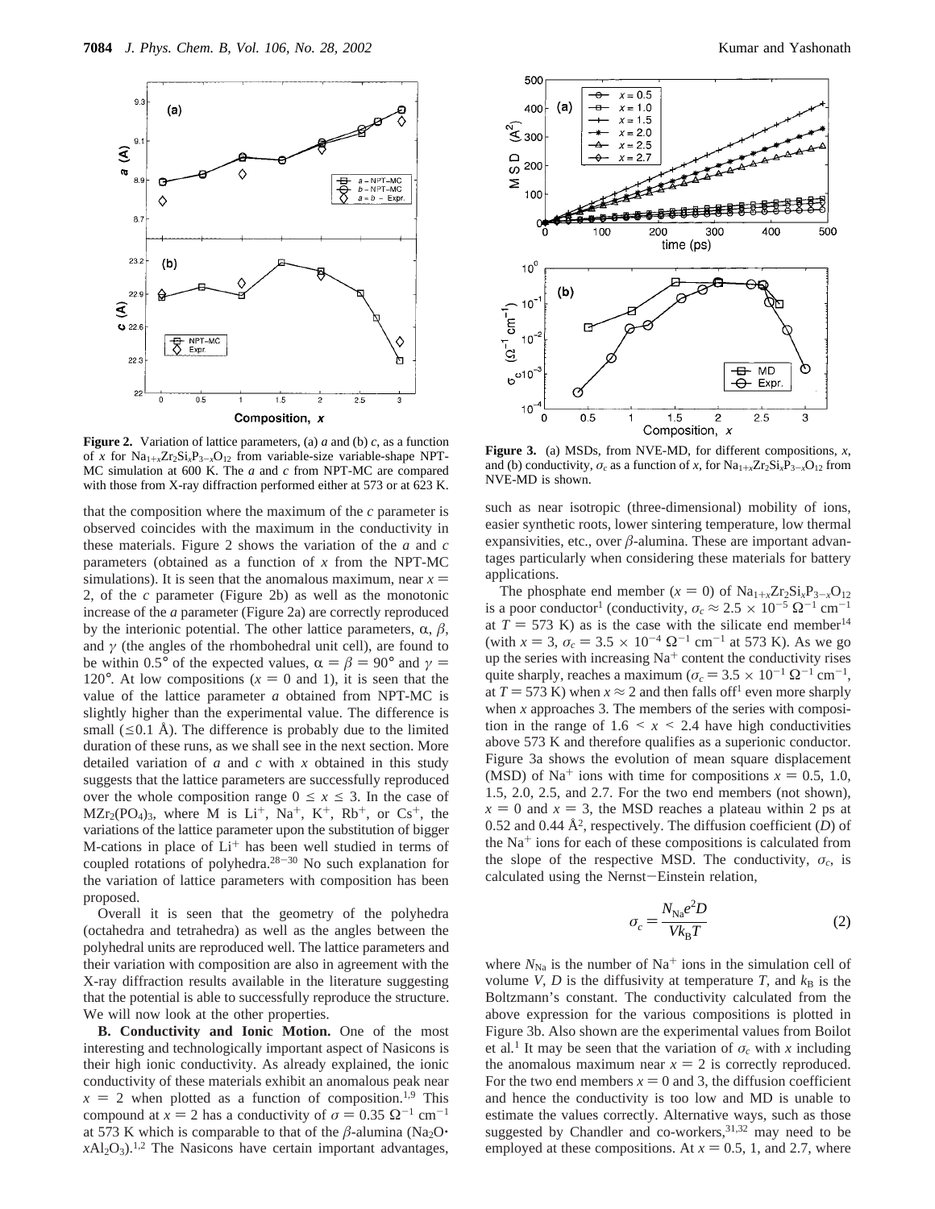**Figure 2.** Variation of lattice parameters, (a) $a$ and (b) $c$, as a function of $x$ for $Na_{1+x}Zr_2Si_xP_{3-x}O_{12}$ from variable-size variable-shape NPT-MC simulation at 600 K. The $a$ and $c$ from NPT-MC are compared with those from X-ray diffraction performed either at 573 or at 623 K.

**Figure 3.** (a) MSDs, from NVE-MD, for different compositions, $x$, and (b) conductivity, $\sigma_c$ as a function of $x$, for $Na_{1+x}Zr_2Si_xP_{3-x}O_{12}$ from NVE-MD is shown.

that the composition where the maximum of the $c$ parameter is observed coincides with the maximum in the conductivity in these materials. Figure 2 shows the variation of the $a$ and $c$ parameters (obtained as a function of $x$ from the NPT-MC simulations). It is seen that the anomalous maximum, near $x = 2$, of the $c$ parameter (Figure 2b) as well as the monotonic increase of the $a$ parameter (Figure 2a) are correctly reproduced by the interionic potential. The other lattice parameters, $\alpha$, $\beta$, and $\gamma$ (the angles of the rhombohedral unit cell), are found to be within 0.5° of the expected values, $\alpha = \beta = 90°$ and $\gamma = 120°$. At low compositions ($x = 0$ and 1), it is seen that the value of the lattice parameter $a$ obtained from NPT-MC is slightly higher than the experimental value. The difference is small ($\leq 0.1$ Å). The difference is probably due to the limited duration of these runs, as we shall see in the next section. More detailed variation of $a$ and $c$ with $x$ obtained in this study suggests that the lattice parameters are successfully reproduced over the whole composition range $0 \leq x \leq 3$. In the case of $MZr_2(PO_4)_3$, where M is $Li^+$, $Na^+$, $K^+$, $Rb^+$, or $Cs^+$, the variations of the lattice parameter upon the substitution of bigger M-cations in place of $Li^+$ has been well studied in terms of coupled rotations of polyhedra.[28-30] No such explanation for the variation of lattice parameters with composition has been proposed.

Overall it is seen that the geometry of the polyhedra (octahedra and tetrahedra) as well as the angles between the polyhedral units are reproduced well. The lattice parameters and their variation with composition are also in agreement with the X-ray diffraction results available in the literature suggesting that the potential is able to successfully reproduce the structure. We will now look at the other properties.

**B. Conductivity and Ionic Motion.** One of the most interesting and technologically important aspect of Nasicons is their high ionic conductivity. As already explained, the ionic conductivity of these materials exhibit an anomalous peak near $x = 2$ when plotted as a function of composition.[1,9] This compound at $x = 2$ has a conductivity of $\sigma = 0.35\ \Omega^{-1}\ cm^{-1}$ at 573 K which is comparable to that of the $\beta$-alumina ($Na_2O \cdot xAl_2O_3$).[1,2] The Nasicons have certain important advantages, such as near isotropic (three-dimensional) mobility of ions, easier synthetic roots, lower sintering temperature, low thermal expansivities, etc., over $\beta$-alumina. These are important advantages particularly when considering these materials for battery applications.

The phosphate end member ($x = 0$) of $Na_{1+x}Zr_2Si_xP_{3-x}O_{12}$ is a poor conductor[1] (conductivity, $\sigma_c \approx 2.5 \times 10^{-5}\ \Omega^{-1}\ cm^{-1}$ at $T = 573$ K) as is the case with the silicate end member[14] (with $x = 3$, $\sigma_c = 3.5 \times 10^{-4}\ \Omega^{-1}\ cm^{-1}$ at 573 K). As we go up the series with increasing $Na^+$ content the conductivity rises quite sharply, reaches a maximum ($\sigma_c = 3.5 \times 10^{-1}\ \Omega^{-1}\ cm^{-1}$, at $T = 573$ K) when $x \approx 2$ and then falls off[1] even more sharply when $x$ approaches 3. The members of the series with composition in the range of $1.6 < x < 2.4$ have high conductivities above 573 K and therefore qualifies as a superionic conductor. Figure 3a shows the evolution of mean square displacement (MSD) of $Na^+$ ions with time for compositions $x = 0.5$, 1.0, 1.5, 2.0, 2.5, and 2.7. For the two end members (not shown), $x = 0$ and $x = 3$, the MSD reaches a plateau within 2 ps at 0.52 and 0.44 Å$^2$, respectively. The diffusion coefficient ($D$) of the $Na^+$ ions for each of these compositions is calculated from the slope of the respective MSD. The conductivity, $\sigma_c$, is calculated using the Nernst–Einstein relation,

$$\sigma_c = \frac{N_{Na} e^2 D}{V k_B T} \tag{2}$$

where $N_{Na}$ is the number of $Na^+$ ions in the simulation cell of volume $V$, $D$ is the diffusivity at temperature $T$, and $k_B$ is the Boltzmann's constant. The conductivity calculated from the above expression for the various compositions is plotted in Figure 3b. Also shown are the experimental values from Boilot et al.[1] It may be seen that the variation of $\sigma_c$ with $x$ including the anomalous maximum near $x = 2$ is correctly reproduced. For the two end members $x = 0$ and 3, the diffusion coefficient and hence the conductivity is too low and MD is unable to estimate the values correctly. Alternative ways, such as those suggested by Chandler and co-workers,[31,32] may need to be employed at these compositions. At $x = 0.5$, 1, and 2.7, where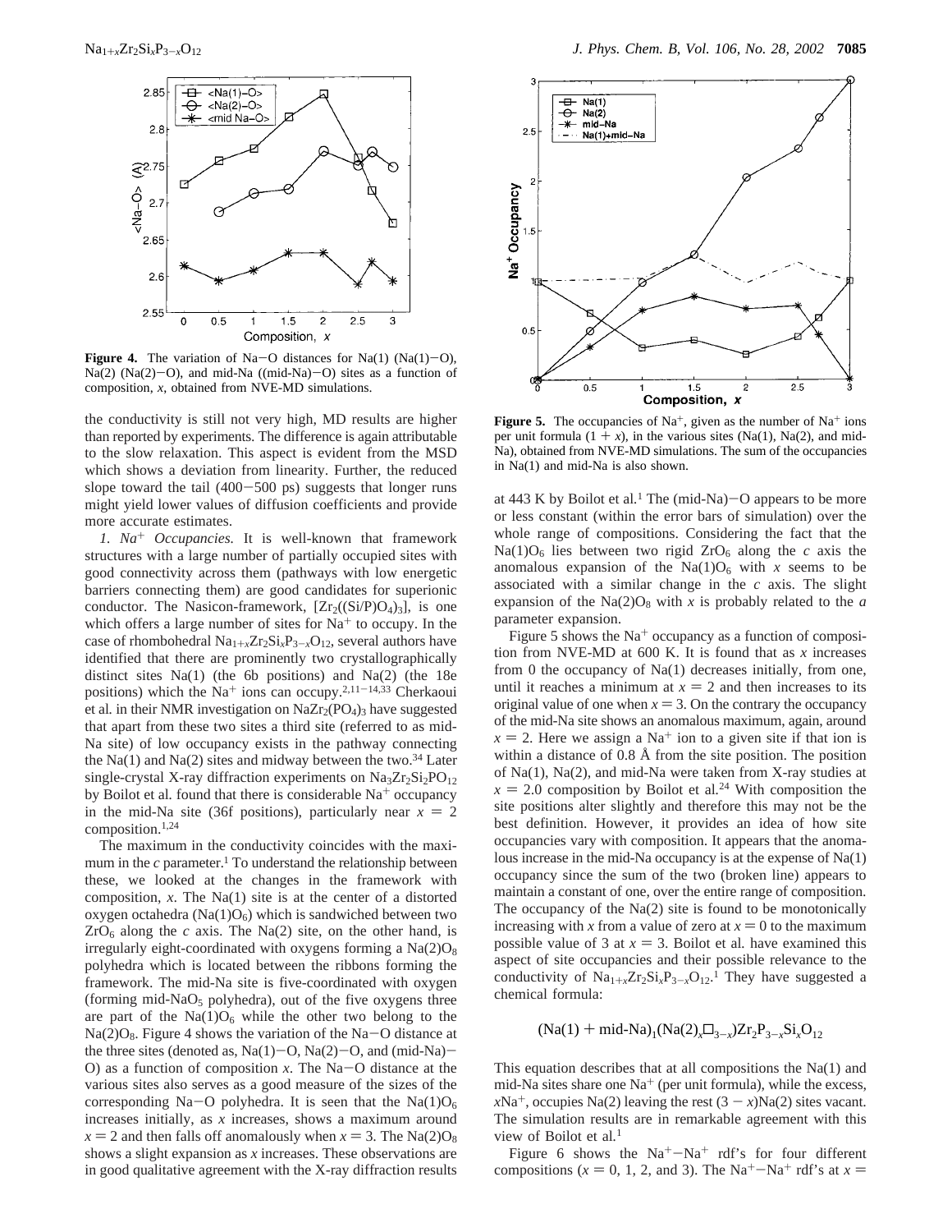**Figure 4.** The variation of Na−O distances for Na(1) (Na(1)−O), Na(2) (Na(2)−O), and mid-Na ((mid-Na)−O) sites as a function of composition, $x$, obtained from NVE-MD simulations.

the conductivity is still not very high, MD results are higher than reported by experiments. The difference is again attributable to the slow relaxation. This aspect is evident from the MSD which shows a deviation from linearity. Further, the reduced slope toward the tail (400−500 ps) suggests that longer runs might yield lower values of diffusion coefficients and provide more accurate estimates.

*1. $Na^+$ Occupancies.* It is well-known that framework structures with a large number of partially occupied sites with good connectivity across them (pathways with low energetic barriers connecting them) are good candidates for superionic conductor. The Nasicon-framework, $[Zr_2((Si/P)O_4)_3]$, is one which offers a large number of sites for $Na^+$ to occupy. In the case of rhombohedral $Na_{1+x}Zr_2Si_xP_{3-x}O_{12}$, several authors have identified that there are prominently two crystallographically distinct sites Na(1) (the 6b positions) and Na(2) (the 18e positions) which the $Na^+$ ions can occupy.[2,11−14,33] Cherkaoui et al. in their NMR investigation on $NaZr_2(PO_4)_3$ have suggested that apart from these two sites a third site (referred to as mid-Na site) of low occupancy exists in the pathway connecting the Na(1) and Na(2) sites and midway between the two.[34] Later single-crystal X-ray diffraction experiments on $Na_3Zr_2Si_2PO_{12}$ by Boilot et al. found that there is considerable $Na^+$ occupancy in the mid-Na site (36f positions), particularly near $x = 2$ composition.[1,24]

The maximum in the conductivity coincides with the maximum in the $c$ parameter.[1] To understand the relationship between these, we looked at the changes in the framework with composition, $x$. The Na(1) site is at the center of a distorted oxygen octahedra ($Na(1)O_6$) which is sandwiched between two $ZrO_6$ along the $c$ axis. The Na(2) site, on the other hand, is irregularly eight-coordinated with oxygens forming a $Na(2)O_8$ polyhedra which is located between the ribbons forming the framework. The mid-Na site is five-coordinated with oxygen (forming mid-$NaO_5$ polyhedra), out of the five oxygens three are part of the $Na(1)O_6$ while the other two belong to the $Na(2)O_8$. Figure 4 shows the variation of the Na−O distance at the three sites (denoted as, Na(1)−O, Na(2)−O, and (mid-Na)−O) as a function of composition $x$. The Na−O distance at the various sites also serves as a good measure of the sizes of the corresponding Na−O polyhedra. It is seen that the $Na(1)O_6$ increases initially, as $x$ increases, shows a maximum around $x = 2$ and then falls off anomalously when $x = 3$. The $Na(2)O_8$ shows a slight expansion as $x$ increases. These observations are in good qualitative agreement with the X-ray diffraction results at 443 K by Boilot et al.[1] The (mid-Na)−O appears to be more or less constant (within the error bars of simulation) over the whole range of compositions. Considering the fact that the $Na(1)O_6$ lies between two rigid $ZrO_6$ along the $c$ axis the anomalous expansion of the $Na(1)O_6$ with $x$ seems to be associated with a similar change in the $c$ axis. The slight expansion of the $Na(2)O_8$ with $x$ is probably related to the $a$ parameter expansion.

**Figure 5.** The occupancies of $Na^+$, given as the number of $Na^+$ ions per unit formula ($1 + x$), in the various sites (Na(1), Na(2), and mid-Na), obtained from NVE-MD simulations. The sum of the occupancies in Na(1) and mid-Na is also shown.

Figure 5 shows the $Na^+$ occupancy as a function of composition from NVE-MD at 600 K. It is found that as $x$ increases from 0 the occupancy of Na(1) decreases initially, from one, until it reaches a minimum at $x = 2$ and then increases to its original value of one when $x = 3$. On the contrary the occupancy of the mid-Na site shows an anomalous maximum, again, around $x = 2$. Here we assign a $Na^+$ ion to a given site if that ion is within a distance of 0.8 Å from the site position. The position of Na(1), Na(2), and mid-Na were taken from X-ray studies at $x = 2.0$ composition by Boilot et al.[24] With composition the site positions alter slightly and therefore this may not be the best definition. However, it provides an idea of how site occupancies vary with composition. It appears that the anomalous increase in the mid-Na occupancy is at the expense of Na(1) occupancy since the sum of the two (broken line) appears to maintain a constant of one, over the entire range of composition. The occupancy of the Na(2) site is found to be monotonically increasing with $x$ from a value of zero at $x = 0$ to the maximum possible value of 3 at $x = 3$. Boilot et al. have examined this aspect of site occupancies and their possible relevance to the conductivity of $Na_{1+x}Zr_2Si_xP_{3-x}O_{12}$.[1] They have suggested a chemical formula:

$$(Na(1) + \text{mid-Na})_1(Na(2)_x\square_{3-x})Zr_2P_{3-x}Si_xO_{12}$$

This equation describes that at all compositions the Na(1) and mid-Na sites share one $Na^+$ (per unit formula), while the excess, $xNa^+$, occupies Na(2) leaving the rest $(3 - x)$Na(2) sites vacant. The simulation results are in remarkable agreement with this view of Boilot et al.[1]

Figure 6 shows the $Na^+$−$Na^+$ rdf's for four different compositions ($x = 0$, 1, 2, and 3). The $Na^+$−$Na^+$ rdf's at $x =$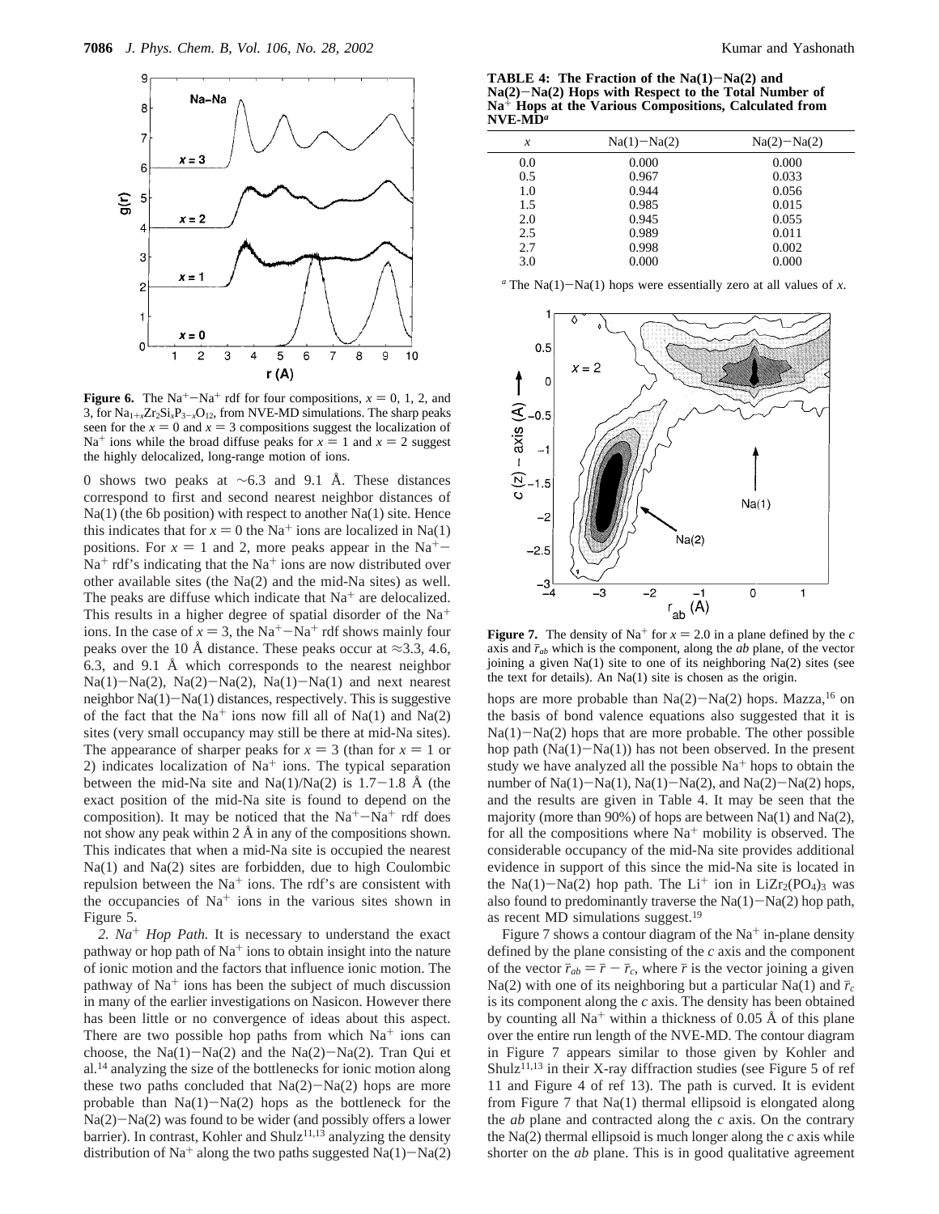**Figure 6.** The $Na^+$–$Na^+$ rdf for four compositions, $x = 0$, 1, 2, and 3, for $Na_{1+x}Zr_2Si_xP_{3-x}O_{12}$, from NVE-MD simulations. The sharp peaks seen for the $x = 0$ and $x = 3$ compositions suggest the localization of $Na^+$ ions while the broad diffuse peaks for $x = 1$ and $x = 2$ suggest the highly delocalized, long-range motion of ions.

0 shows two peaks at ~6.3 and 9.1 Å. These distances correspond to first and second nearest neighbor distances of Na(1) (the 6b position) with respect to another Na(1) site. Hence this indicates that for $x = 0$ the $Na^+$ ions are localized in Na(1) positions. For $x = 1$ and 2, more peaks appear in the $Na^+$–$Na^+$ rdf's indicating that the $Na^+$ ions are now distributed over other available sites (the Na(2) and the mid-Na sites) as well. The peaks are diffuse which indicate that $Na^+$ are delocalized. This results in a higher degree of spatial disorder of the $Na^+$ ions. In the case of $x = 3$, the $Na^+$–$Na^+$ rdf shows mainly four peaks over the 10 Å distance. These peaks occur at ≈3.3, 4.6, 6.3, and 9.1 Å which corresponds to the nearest neighbor Na(1)–Na(2), Na(2)–Na(2), Na(1)–Na(1) and next nearest neighbor Na(1)–Na(1) distances, respectively. This is suggestive of the fact that the $Na^+$ ions now fill all of Na(1) and Na(2) sites (very small occupancy may still be there at mid-Na sites). The appearance of sharper peaks for $x = 3$ (than for $x = 1$ or 2) indicates localization of $Na^+$ ions. The typical separation between the mid-Na site and Na(1)/Na(2) is 1.7–1.8 Å (the exact position of the mid-Na site is found to depend on the composition). It may be noticed that the $Na^+$–$Na^+$ rdf does not show any peak within 2 Å in any of the compositions shown. This indicates that when a mid-Na site is occupied the nearest Na(1) and Na(2) sites are forbidden, due to high Coulombic repulsion between the $Na^+$ ions. The rdf's are consistent with the occupancies of $Na^+$ ions in the various sites shown in Figure 5.

*2. $Na^+$ Hop Path.* It is necessary to understand the exact pathway or hop path of $Na^+$ ions to obtain insight into the nature of ionic motion and the factors that influence ionic motion. The pathway of $Na^+$ ions has been the subject of much discussion in many of the earlier investigations on Nasicon. However there has been little or no convergence of ideas about this aspect. There are two possible hop paths from which $Na^+$ ions can choose, the Na(1)–Na(2) and the Na(2)–Na(2). Tran Qui et al.[14] analyzing the size of the bottlenecks for ionic motion along these two paths concluded that Na(2)–Na(2) hops are more probable than Na(1)–Na(2) hops as the bottleneck for the Na(2)–Na(2) was found to be wider (and possibly offers a lower barrier). In contrast, Kohler and Shulz[11,13] analyzing the density distribution of $Na^+$ along the two paths suggested Na(1)–Na(2) hops are more probable than Na(2)–Na(2) hops. Mazza,[16] on the basis of bond valence equations also suggested that it is Na(1)–Na(2) hops that are more probable. The other possible hop path (Na(1)–Na(1)) has not been observed. In the present study we have analyzed all the possible $Na^+$ hops to obtain the number of Na(1)–Na(1), Na(1)–Na(2), and Na(2)–Na(2) hops, and the results are given in Table 4. It may be seen that the majority (more than 90%) of hops are between Na(1) and Na(2), for all the compositions where $Na^+$ mobility is observed. The considerable occupancy of the mid-Na site provides additional evidence in support of this since the mid-Na site is located in the Na(1)–Na(2) hop path. The $Li^+$ ion in $LiZr_2(PO_4)_3$ was also found to predominantly traverse the Na(1)–Na(2) hop path, as recent MD simulations suggest.[19]

**TABLE 4: The Fraction of the Na(1)–Na(2) and Na(2)–Na(2) Hops with Respect to the Total Number of $Na^+$ Hops at the Various Compositions, Calculated from NVE-MD**[a]

| $x$ | Na(1)–Na(2) | Na(2)–Na(2) |
|---|---|---|
| 0.0 | 0.000 | 0.000 |
| 0.5 | 0.967 | 0.033 |
| 1.0 | 0.944 | 0.056 |
| 1.5 | 0.985 | 0.015 |
| 2.0 | 0.945 | 0.055 |
| 2.5 | 0.989 | 0.011 |
| 2.7 | 0.998 | 0.002 |
| 3.0 | 0.000 | 0.000 |

[a] The Na(1)–Na(1) hops were essentially zero at all values of $x$.

**Figure 7.** The density of $Na^+$ for $x = 2.0$ in a plane defined by the $c$ axis and $\bar{r}_{ab}$ which is the component, along the $ab$ plane, of the vector joining a given Na(1) site to one of its neighboring Na(2) sites (see the text for details). An Na(1) site is chosen as the origin.

Figure 7 shows a contour diagram of the $Na^+$ in-plane density defined by the plane consisting of the $c$ axis and the component of the vector $\bar{r}_{ab} = \bar{r} - \bar{r}_c$, where $\bar{r}$ is the vector joining a given Na(2) with one of its neighboring but a particular Na(1) and $\bar{r}_c$ is its component along the $c$ axis. The density has been obtained by counting all $Na^+$ within a thickness of 0.05 Å of this plane over the entire run length of the NVE-MD. The contour diagram in Figure 7 appears similar to those given by Kohler and Shulz[11,13] in their X-ray diffraction studies (see Figure 5 of ref 11 and Figure 4 of ref 13). The path is curved. It is evident from Figure 7 that Na(1) thermal ellipsoid is elongated along the $ab$ plane and contracted along the $c$ axis. On the contrary the Na(2) thermal ellipsoid is much longer along the $c$ axis while shorter on the $ab$ plane. This is in good qualitative agreement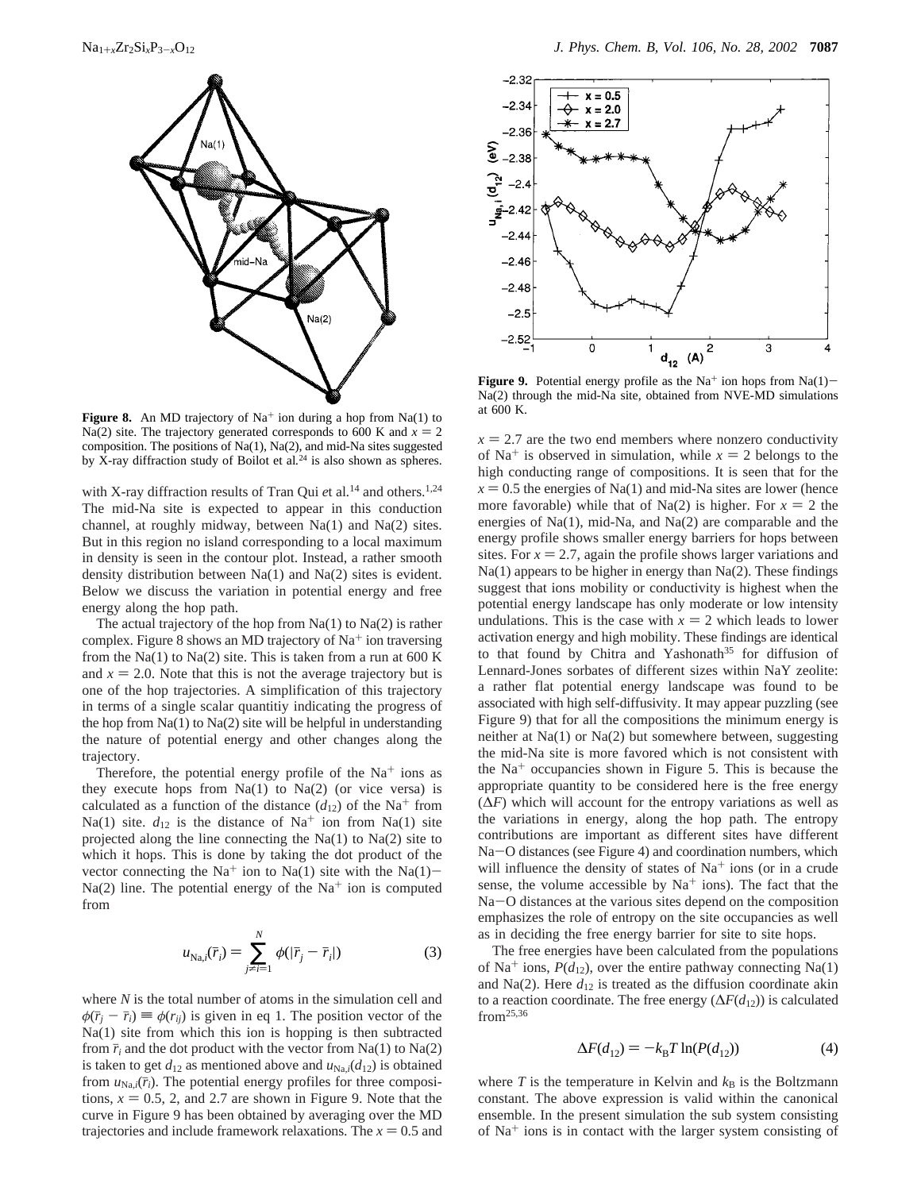**Figure 8.** An MD trajectory of $Na^+$ ion during a hop from Na(1) to Na(2) site. The trajectory generated corresponds to 600 K and $x = 2$ composition. The positions of Na(1), Na(2), and mid-Na sites suggested by X-ray diffraction study of Boilot et al.[24] is also shown as spheres.

with X-ray diffraction results of Tran Qui *et* al.[14] and others.[1,24] The mid-Na site is expected to appear in this conduction channel, at roughly midway, between Na(1) and Na(2) sites. But in this region no island corresponding to a local maximum in density is seen in the contour plot. Instead, a rather smooth density distribution between Na(1) and Na(2) sites is evident. Below we discuss the variation in potential energy and free energy along the hop path.

The actual trajectory of the hop from Na(1) to Na(2) is rather complex. Figure 8 shows an MD trajectory of $Na^+$ ion traversing from the Na(1) to Na(2) site. This is taken from a run at 600 K and $x = 2.0$. Note that this is not the average trajectory but is one of the hop trajectories. A simplification of this trajectory in terms of a single scalar quantitiy indicating the progress of the hop from Na(1) to Na(2) site will be helpful in understanding the nature of potential energy and other changes along the trajectory.

Therefore, the potential energy profile of the $Na^+$ ions as they execute hops from Na(1) to Na(2) (or vice versa) is calculated as a function of the distance ($d_{12}$) of the $Na^+$ from Na(1) site. $d_{12}$ is the distance of $Na^+$ ion from Na(1) site projected along the line connecting the Na(1) to Na(2) site to which it hops. This is done by taking the dot product of the vector connecting the $Na^+$ ion to Na(1) site with the Na(1)–Na(2) line. The potential energy of the $Na^+$ ion is computed from

$$u_{\mathrm{Na},i}(\bar{r}_i) = \sum_{j \neq i = 1}^{N} \phi(|\bar{r}_j - \bar{r}_i|) \tag{3}$$

where $N$ is the total number of atoms in the simulation cell and $\phi(\bar{r}_j - \bar{r}_i) \equiv \phi(r_{ij})$ is given in eq 1. The position vector of the Na(1) site from which this ion is hopping is then subtracted from $\bar{r}_i$ and the dot product with the vector from Na(1) to Na(2) is taken to get $d_{12}$ as mentioned above and $u_{\mathrm{Na},i}(d_{12})$ is obtained from $u_{\mathrm{Na},i}(\bar{r}_i)$. The potential energy profiles for three compositions, $x = 0.5$, 2, and 2.7 are shown in Figure 9. Note that the curve in Figure 9 has been obtained by averaging over the MD trajectories and include framework relaxations. The $x = 0.5$ and $x = 2.7$ are the two end members where nonzero conductivity of $Na^+$ is observed in simulation, while $x = 2$ belongs to the high conducting range of compositions. It is seen that for the $x = 0.5$ the energies of Na(1) and mid-Na sites are lower (hence more favorable) while that of Na(2) is higher. For $x = 2$ the energies of Na(1), mid-Na, and Na(2) are comparable and the energy profile shows smaller energy barriers for hops between sites. For $x = 2.7$, again the profile shows larger variations and Na(1) appears to be higher in energy than Na(2). These findings suggest that ions mobility or conductivity is highest when the potential energy landscape has only moderate or low intensity undulations. This is the case with $x = 2$ which leads to lower activation energy and high mobility. These findings are identical to that found by Chitra and Yashonath[35] for diffusion of Lennard-Jones sorbates of different sizes within NaY zeolite: a rather flat potential energy landscape was found to be associated with high self-diffusivity. It may appear puzzling (see Figure 9) that for all the compositions the minimum energy is neither at Na(1) or Na(2) but somewhere between, suggesting the mid-Na site is more favored which is not consistent with the $Na^+$ occupancies shown in Figure 5. This is because the appropriate quantity to be considered here is the free energy ($\Delta F$) which will account for the entropy variations as well as the variations in energy, along the hop path. The entropy contributions are important as different sites have different Na–O distances (see Figure 4) and coordination numbers, which will influence the density of states of $Na^+$ ions (or in a crude sense, the volume accessible by $Na^+$ ions). The fact that the Na–O distances at the various sites depend on the composition emphasizes the role of entropy on the site occupancies as well as in deciding the free energy barrier for site to site hops.

**Figure 9.** Potential energy profile as the $Na^+$ ion hops from Na(1)–Na(2) through the mid-Na site, obtained from NVE-MD simulations at 600 K.

The free energies have been calculated from the populations of $Na^+$ ions, $P(d_{12})$, over the entire pathway connecting Na(1) and Na(2). Here $d_{12}$ is treated as the diffusion coordinate akin to a reaction coordinate. The free energy ($\Delta F(d_{12})$) is calculated from[25,36]

$$\Delta F(d_{12}) = -k_{\mathrm{B}}T \ln(P(d_{12})) \tag{4}$$

where $T$ is the temperature in Kelvin and $k_{\mathrm{B}}$ is the Boltzmann constant. The above expression is valid within the canonical ensemble. In the present simulation the sub system consisting of $Na^+$ ions is in contact with the larger system consisting of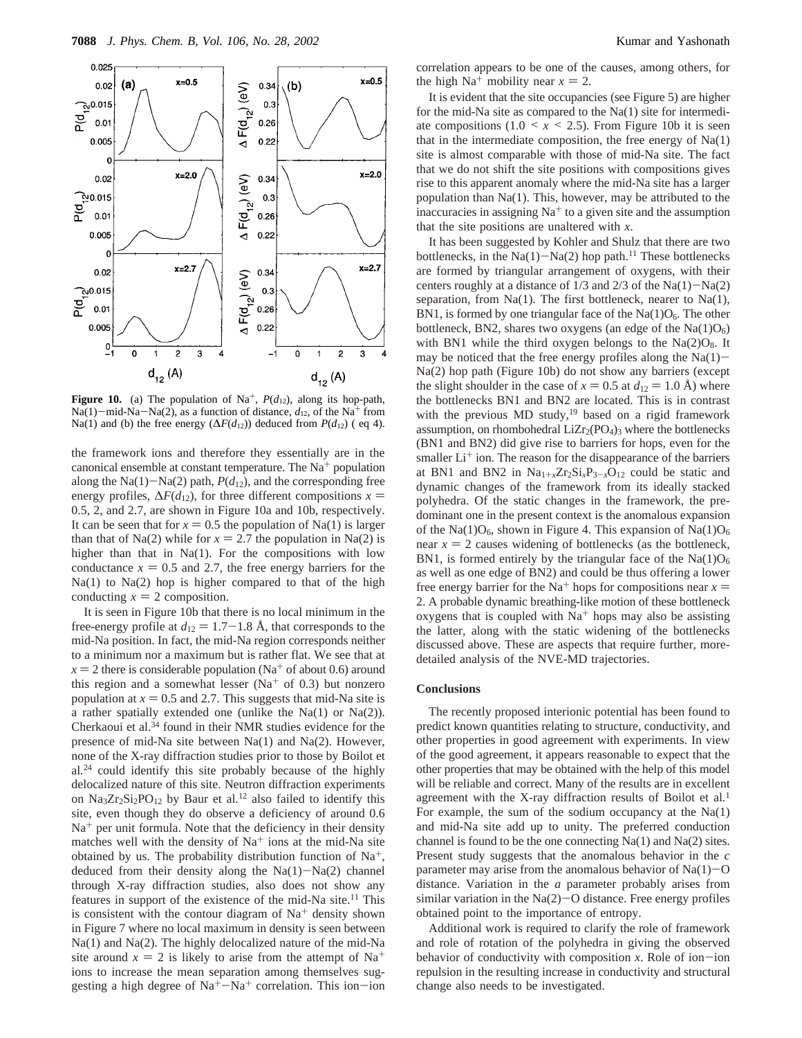**Figure 10.** (a) The population of $Na^+$, $P(d_{12})$, along its hop-path, Na(1)−mid-Na−Na(2), as a function of distance, $d_{12}$, of the $Na^+$ from Na(1) and (b) the free energy ($\Delta F(d_{12})$) deduced from $P(d_{12})$ ( eq 4).

the framework ions and therefore they essentially are in the canonical ensemble at constant temperature. The $Na^+$ population along the Na(1)−Na(2) path, $P(d_{12})$, and the corresponding free energy profiles, $\Delta F(d_{12})$, for three different compositions $x$ = 0.5, 2, and 2.7, are shown in Figure 10a and 10b, respectively. It can be seen that for $x = 0.5$ the population of Na(1) is larger than that of Na(2) while for $x = 2.7$ the population in Na(2) is higher than that in Na(1). For the compositions with low conductance $x = 0.5$ and 2.7, the free energy barriers for the Na(1) to Na(2) hop is higher compared to that of the high conducting $x = 2$ composition.

It is seen in Figure 10b that there is no local minimum in the free-energy profile at $d_{12} = 1.7-1.8$ Å, that corresponds to the mid-Na position. In fact, the mid-Na region corresponds neither to a minimum nor a maximum but is rather flat. We see that at $x = 2$ there is considerable population ($Na^+$ of about 0.6) around this region and a somewhat lesser ($Na^+$ of 0.3) but nonzero population at $x = 0.5$ and 2.7. This suggests that mid-Na site is a rather spatially extended one (unlike the Na(1) or Na(2)). Cherkaoui et al.[34] found in their NMR studies evidence for the presence of mid-Na site between Na(1) and Na(2). However, none of the X-ray diffraction studies prior to those by Boilot et al.[24] could identify this site probably because of the highly delocalized nature of this site. Neutron diffraction experiments on $Na_3Zr_2Si_2PO_{12}$ by Baur et al.[12] also failed to identify this site, even though they do observe a deficiency of around 0.6 $Na^+$ per unit formula. Note that the deficiency in their density matches well with the density of $Na^+$ ions at the mid-Na site obtained by us. The probability distribution function of $Na^+$, deduced from their density along the Na(1)−Na(2) channel through X-ray diffraction studies, also does not show any features in support of the existence of the mid-Na site.[11] This is consistent with the contour diagram of $Na^+$ density shown in Figure 7 where no local maximum in density is seen between Na(1) and Na(2). The highly delocalized nature of the mid-Na site around $x = 2$ is likely to arise from the attempt of $Na^+$ ions to increase the mean separation among themselves suggesting a high degree of $Na^+$−$Na^+$ correlation. This ion−ion correlation appears to be one of the causes, among others, for the high $Na^+$ mobility near $x = 2$.

It is evident that the site occupancies (see Figure 5) are higher for the mid-Na site as compared to the Na(1) site for intermediate compositions ($1.0 < x < 2.5$). From Figure 10b it is seen that in the intermediate composition, the free energy of Na(1) site is almost comparable with those of mid-Na site. The fact that we do not shift the site positions with compositions gives rise to this apparent anomaly where the mid-Na site has a larger population than Na(1). This, however, may be attributed to the inaccuracies in assigning $Na^+$ to a given site and the assumption that the site positions are unaltered with $x$.

It has been suggested by Kohler and Shulz that there are two bottlenecks, in the Na(1)−Na(2) hop path.[11] These bottlenecks are formed by triangular arrangement of oxygens, with their centers roughly at a distance of 1/3 and 2/3 of the Na(1)−Na(2) separation, from Na(1). The first bottleneck, nearer to Na(1), BN1, is formed by one triangular face of the $Na(1)O_6$. The other bottleneck, BN2, shares two oxygens (an edge of the $Na(1)O_6$) with BN1 while the third oxygen belongs to the $Na(2)O_8$. It may be noticed that the free energy profiles along the Na(1)−Na(2) hop path (Figure 10b) do not show any barriers (except the slight shoulder in the case of $x = 0.5$ at $d_{12} = 1.0$ Å) where the bottlenecks BN1 and BN2 are located. This is in contrast with the previous MD study,[19] based on a rigid framework assumption, on rhombohedral $LiZr_2(PO_4)_3$ where the bottlenecks (BN1 and BN2) did give rise to barriers for hops, even for the smaller $Li^+$ ion. The reason for the disappearance of the barriers at BN1 and BN2 in $Na_{1+x}Zr_2Si_xP_{3-x}O_{12}$ could be static and dynamic changes of the framework from its ideally stacked polyhedra. Of the static changes in the framework, the predominant one in the present context is the anomalous expansion of the $Na(1)O_6$, shown in Figure 4. This expansion of $Na(1)O_6$ near $x = 2$ causes widening of bottlenecks (as the bottleneck, BN1, is formed entirely by the triangular face of the $Na(1)O_6$ as well as one edge of BN2) and could be thus offering a lower free energy barrier for the $Na^+$ hops for compositions near $x = 2$. A probable dynamic breathing-like motion of these bottleneck oxygens that is coupled with $Na^+$ hops may also be assisting the latter, along with the static widening of the bottlenecks discussed above. These are aspects that require further, more-detailed analysis of the NVE-MD trajectories.

## Conclusions

The recently proposed interionic potential has been found to predict known quantities relating to structure, conductivity, and other properties in good agreement with experiments. In view of the good agreement, it appears reasonable to expect that the other properties that may be obtained with the help of this model will be reliable and correct. Many of the results are in excellent agreement with the X-ray diffraction results of Boilot et al.[1] For example, the sum of the sodium occupancy at the Na(1) and mid-Na site add up to unity. The preferred conduction channel is found to be the one connecting Na(1) and Na(2) sites. Present study suggests that the anomalous behavior in the $c$ parameter may arise from the anomalous behavior of Na(1)−O distance. Variation in the $a$ parameter probably arises from similar variation in the Na(2)−O distance. Free energy profiles obtained point to the importance of entropy.

Additional work is required to clarify the role of framework and role of rotation of the polyhedra in giving the observed behavior of conductivity with composition $x$. Role of ion−ion repulsion in the resulting increase in conductivity and structural change also needs to be investigated.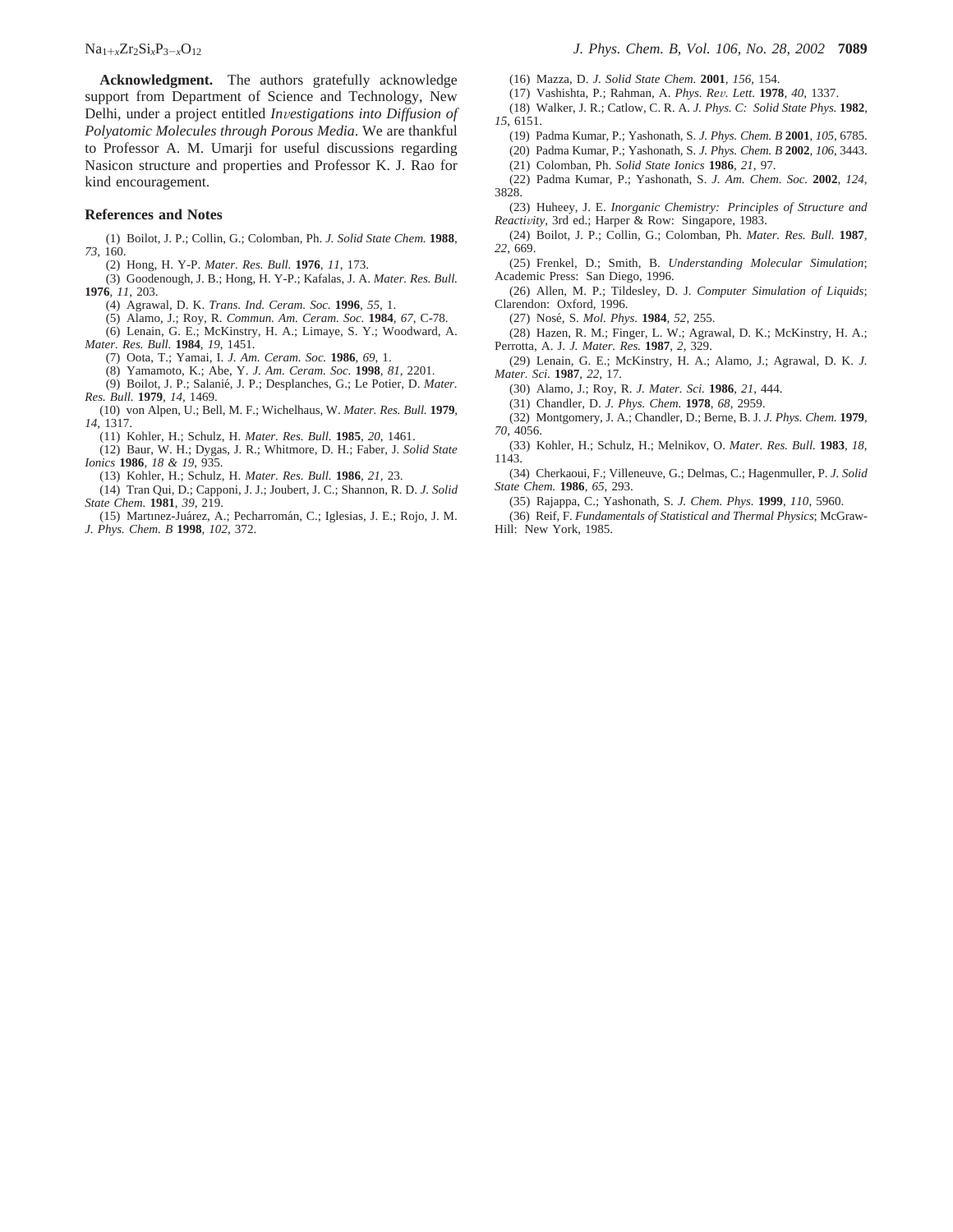**Acknowledgment.** The authors gratefully acknowledge support from Department of Science and Technology, New Delhi, under a project entitled *Investigations into Diffusion of Polyatomic Molecules through Porous Media*. We are thankful to Professor A. M. Umarji for useful discussions regarding Nasicon structure and properties and Professor K. J. Rao for kind encouragement.

## References and Notes

(1) Boilot, J. P.; Collin, G.; Colomban, Ph. *J. Solid State Chem.* **1988**, *73*, 160.

(2) Hong, H. Y-P. *Mater. Res. Bull.* **1976**, *11*, 173.

(3) Goodenough, J. B.; Hong, H. Y-P.; Kafalas, J. A. *Mater. Res. Bull.* **1976**, *11*, 203.

(4) Agrawal, D. K. *Trans. Ind. Ceram. Soc.* **1996**, *55*, 1.

(5) Alamo, J.; Roy, R. *Commun. Am. Ceram. Soc.* **1984**, *67*, C-78.

(6) Lenain, G. E.; McKinstry, H. A.; Limaye, S. Y.; Woodward, A. *Mater. Res. Bull.* **1984**, *19*, 1451.

(7) Oota, T.; Yamai, I. *J. Am. Ceram. Soc.* **1986**, *69*, 1.

(8) Yamamoto, K.; Abe, Y. *J. Am. Ceram. Soc.* **1998**, *81*, 2201.

(9) Boilot, J. P.; Salanié, J. P.; Desplanches, G.; Le Potier, D. *Mater. Res. Bull.* **1979**, *14*, 1469.

(10) von Alpen, U.; Bell, M. F.; Wichelhaus, W. *Mater. Res. Bull.* **1979**, *14*, 1317.

(11) Kohler, H.; Schulz, H. *Mater. Res. Bull.* **1985**, *20*, 1461.

(12) Baur, W. H.; Dygas, J. R.; Whitmore, D. H.; Faber, J. *Solid State Ionics* **1986**, *18 & 19*, 935.

(13) Kohler, H.; Schulz, H. *Mater. Res. Bull.* **1986**, *21*, 23.

(14) Tran Qui, D.; Capponi, J. J.; Joubert, J. C.; Shannon, R. D. *J. Solid State Chem.* **1981**, *39*, 219.

(15) Martınez-Juárez, A.; Pecharromán, C.; Iglesias, J. E.; Rojo, J. M. *J. Phys. Chem. B* **1998**, *102*, 372.

(16) Mazza, D. *J. Solid State Chem.* **2001**, *156*, 154.

(17) Vashishta, P.; Rahman, A. *Phys. Rev. Lett.* **1978**, *40*, 1337.

(18) Walker, J. R.; Catlow, C. R. A. *J. Phys. C: Solid State Phys.* **1982**, *15*, 6151.

(19) Padma Kumar, P.; Yashonath, S. *J. Phys. Chem. B* **2001**, *105*, 6785.

(20) Padma Kumar, P.; Yashonath, S. *J. Phys. Chem. B* **2002**, *106*, 3443.

(21) Colomban, Ph. *Solid State Ionics* **1986**, *21*, 97.

(22) Padma Kumar, P.; Yashonath, S. *J. Am. Chem. Soc.* **2002**, *124*, 3828.

(23) Huheey, J. E. *Inorganic Chemistry: Principles of Structure and Reactivity*, 3rd ed.; Harper & Row: Singapore, 1983.

(24) Boilot, J. P.; Collin, G.; Colomban, Ph. *Mater. Res. Bull.* **1987**, *22*, 669.

(25) Frenkel, D.; Smith, B. *Understanding Molecular Simulation*; Academic Press: San Diego, 1996.

(26) Allen, M. P.; Tildesley, D. J. *Computer Simulation of Liquids*; Clarendon: Oxford, 1996.

(27) Nosé, S. *Mol. Phys.* **1984**, *52*, 255.

(28) Hazen, R. M.; Finger, L. W.; Agrawal, D. K.; McKinstry, H. A.; Perrotta, A. J. *J. Mater. Res.* **1987**, *2*, 329.

(29) Lenain, G. E.; McKinstry, H. A.; Alamo, J.; Agrawal, D. K. *J. Mater. Sci.* **1987**, *22*, 17.

(30) Alamo, J.; Roy, R. *J. Mater. Sci.* **1986**, *21*, 444.

(31) Chandler, D. *J. Phys. Chem.* **1978**, *68*, 2959.

(32) Montgomery, J. A.; Chandler, D.; Berne, B. J. *J. Phys. Chem.* **1979**, *70*, 4056.

(33) Kohler, H.; Schulz, H.; Melnikov, O. *Mater. Res. Bull.* **1983**, *18*, 1143.

(34) Cherkaoui, F.; Villeneuve, G.; Delmas, C.; Hagenmuller, P. *J. Solid State Chem.* **1986**, *65*, 293.

(35) Rajappa, C.; Yashonath, S. *J. Chem. Phys.* **1999**, *110*, 5960.

(36) Reif, F. *Fundamentals of Statistical and Thermal Physics*; McGraw-Hill: New York, 1985.